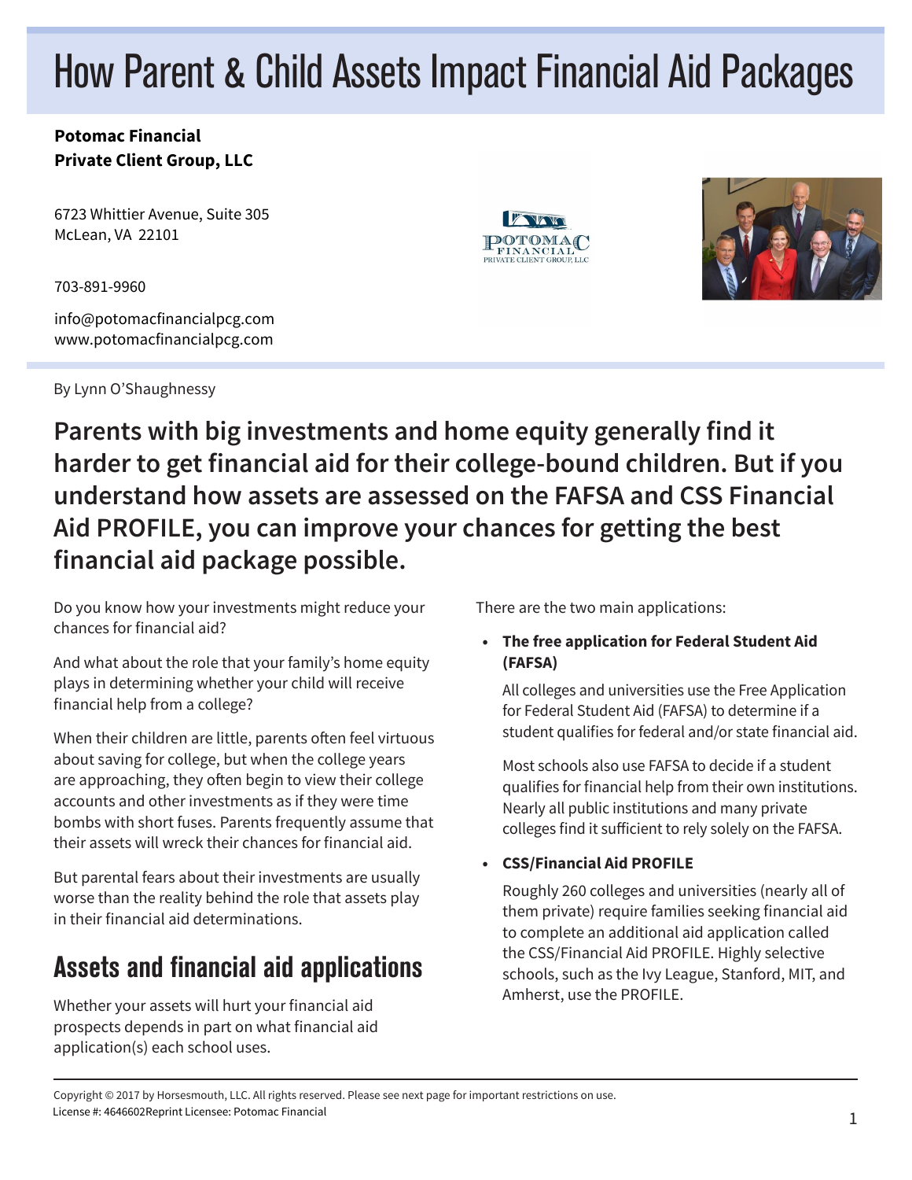# How Parent & Child Assets Impact Financial Aid Packages

**Potomac Financial**
**Private Client Group, LLC**

6723 Whittier Avenue, Suite 305
McLean, VA 22101

703-891-9960

info@potomacfinancialpcg.com
www.potomacfinancialpcg.com

By Lynn O'Shaughnessy

**Parents with big investments and home equity generally find it harder to get financial aid for their college-bound children. But if you understand how assets are assessed on the FAFSA and CSS Financial Aid PROFILE, you can improve your chances for getting the best financial aid package possible.**

Do you know how your investments might reduce your chances for financial aid?

And what about the role that your family's home equity plays in determining whether your child will receive financial help from a college?

When their children are little, parents often feel virtuous about saving for college, but when the college years are approaching, they often begin to view their college accounts and other investments as if they were time bombs with short fuses. Parents frequently assume that their assets will wreck their chances for financial aid.

But parental fears about their investments are usually worse than the reality behind the role that assets play in their financial aid determinations.

## Assets and financial aid applications

Whether your assets will hurt your financial aid prospects depends in part on what financial aid application(s) each school uses.

There are the two main applications:

- **The free application for Federal Student Aid (FAFSA)**

  All colleges and universities use the Free Application for Federal Student Aid (FAFSA) to determine if a student qualifies for federal and/or state financial aid.

  Most schools also use FAFSA to decide if a student qualifies for financial help from their own institutions. Nearly all public institutions and many private colleges find it sufficient to rely solely on the FAFSA.

- **CSS/Financial Aid PROFILE**

  Roughly 260 colleges and universities (nearly all of them private) require families seeking financial aid to complete an additional aid application called the CSS/Financial Aid PROFILE. Highly selective schools, such as the Ivy League, Stanford, MIT, and Amherst, use the PROFILE.

Copyright © 2017 by Horsesmouth, LLC. All rights reserved. Please see next page for important restrictions on use.
License #: 4646602Reprint Licensee: Potomac Financial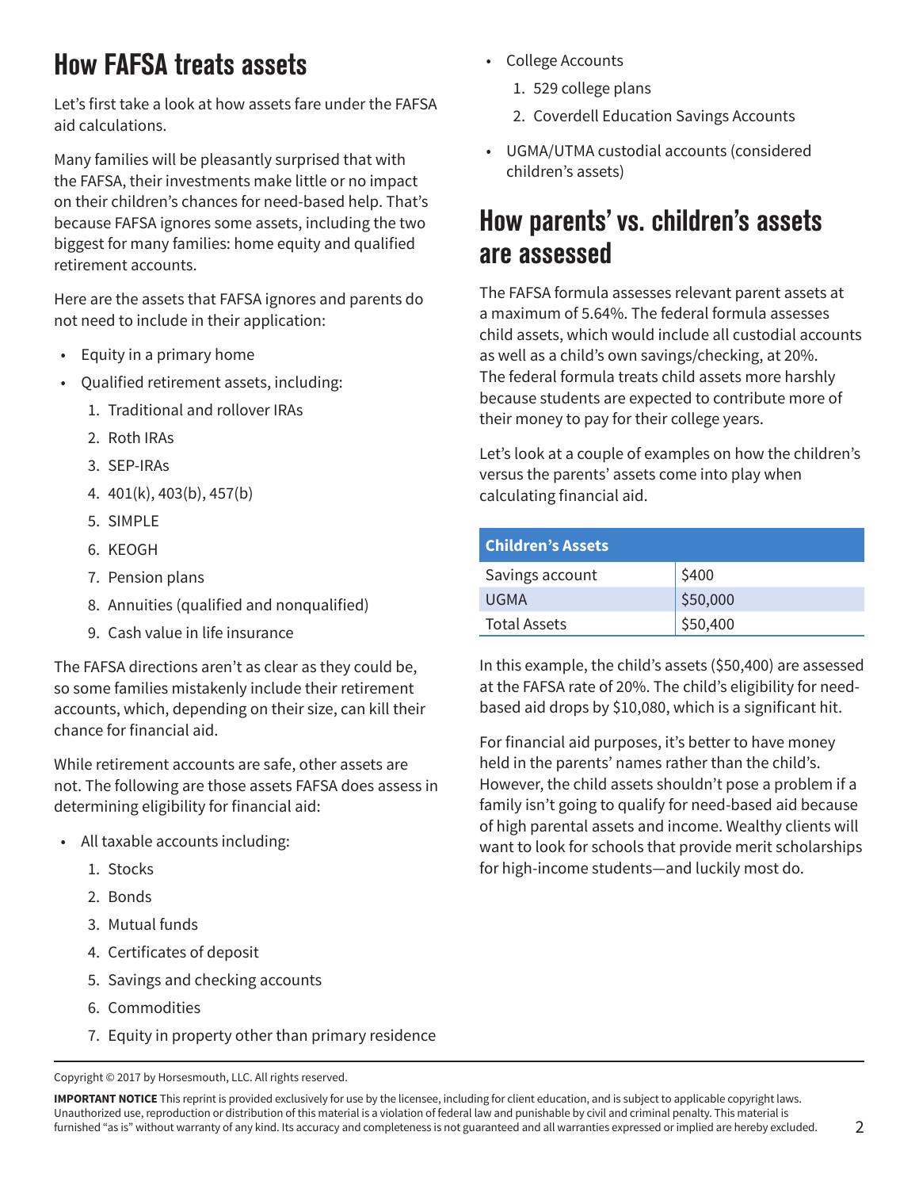## How FAFSA treats assets

Let's first take a look at how assets fare under the FAFSA aid calculations.

Many families will be pleasantly surprised that with the FAFSA, their investments make little or no impact on their children's chances for need-based help. That's because FAFSA ignores some assets, including the two biggest for many families: home equity and qualified retirement accounts.

Here are the assets that FAFSA ignores and parents do not need to include in their application:

- Equity in a primary home
- Qualified retirement assets, including:
  1. Traditional and rollover IRAs
  2. Roth IRAs
  3. SEP-IRAs
  4. 401(k), 403(b), 457(b)
  5. SIMPLE
  6. KEOGH
  7. Pension plans
  8. Annuities (qualified and nonqualified)
  9. Cash value in life insurance

The FAFSA directions aren't as clear as they could be, so some families mistakenly include their retirement accounts, which, depending on their size, can kill their chance for financial aid.

While retirement accounts are safe, other assets are not. The following are those assets FAFSA does assess in determining eligibility for financial aid:

- All taxable accounts including:
  1. Stocks
  2. Bonds
  3. Mutual funds
  4. Certificates of deposit
  5. Savings and checking accounts
  6. Commodities
  7. Equity in property other than primary residence
- College Accounts
  1. 529 college plans
  2. Coverdell Education Savings Accounts
- UGMA/UTMA custodial accounts (considered children's assets)

## How parents' vs. children's assets are assessed

The FAFSA formula assesses relevant parent assets at a maximum of 5.64%. The federal formula assesses child assets, which would include all custodial accounts as well as a child's own savings/checking, at 20%. The federal formula treats child assets more harshly because students are expected to contribute more of their money to pay for their college years.

Let's look at a couple of examples on how the children's versus the parents' assets come into play when calculating financial aid.

| Children's Assets | |
|---|---|
| Savings account | $400 |
| UGMA | $50,000 |
| Total Assets | $50,400 |

In this example, the child's assets ($50,400) are assessed at the FAFSA rate of 20%. The child's eligibility for need-based aid drops by $10,080, which is a significant hit.

For financial aid purposes, it's better to have money held in the parents' names rather than the child's. However, the child assets shouldn't pose a problem if a family isn't going to qualify for need-based aid because of high parental assets and income. Wealthy clients will want to look for schools that provide merit scholarships for high-income students—and luckily most do.

Copyright © 2017 by Horsesmouth, LLC. All rights reserved.

**IMPORTANT NOTICE** This reprint is provided exclusively for use by the licensee, including for client education, and is subject to applicable copyright laws. Unauthorized use, reproduction or distribution of this material is a violation of federal law and punishable by civil and criminal penalty. This material is furnished "as is" without warranty of any kind. Its accuracy and completeness is not guaranteed and all warranties expressed or implied are hereby excluded.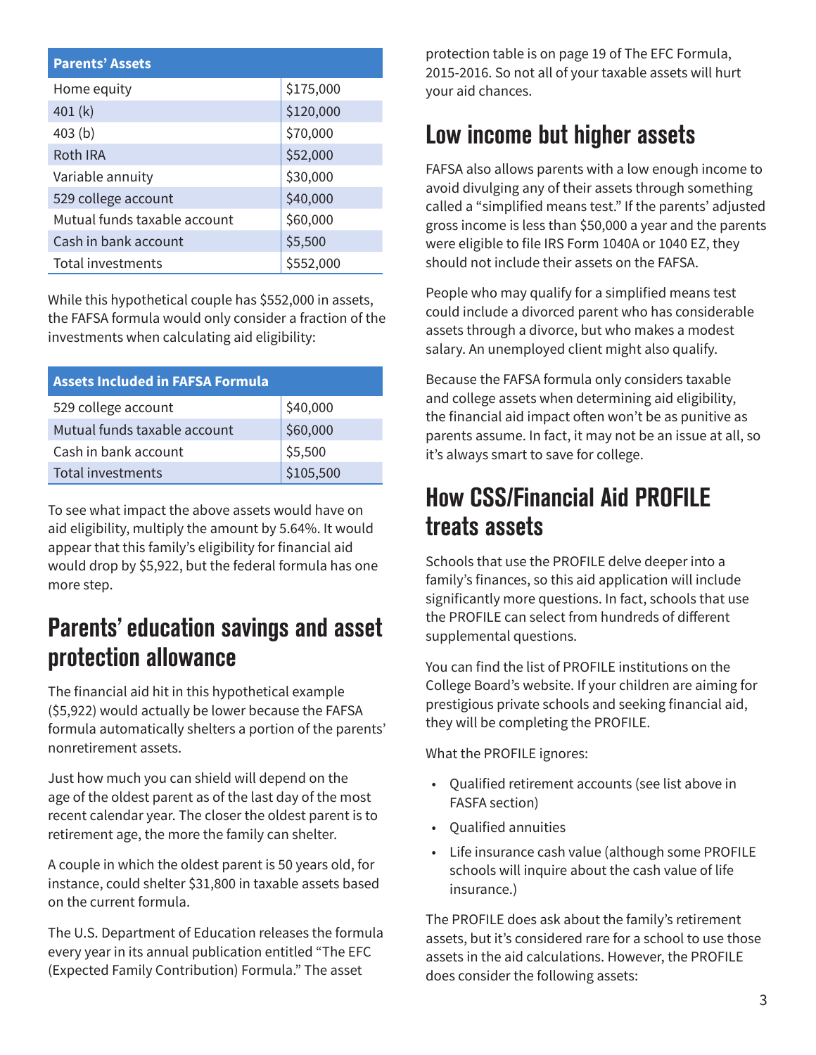| Parents' Assets | |
|---|---|
| Home equity | $175,000 |
| 401 (k) | $120,000 |
| 403 (b) | $70,000 |
| Roth IRA | $52,000 |
| Variable annuity | $30,000 |
| 529 college account | $40,000 |
| Mutual funds taxable account | $60,000 |
| Cash in bank account | $5,500 |
| Total investments | $552,000 |

While this hypothetical couple has $552,000 in assets, the FAFSA formula would only consider a fraction of the investments when calculating aid eligibility:

| Assets Included in FAFSA Formula | |
|---|---|
| 529 college account | $40,000 |
| Mutual funds taxable account | $60,000 |
| Cash in bank account | $5,500 |
| Total investments | $105,500 |

To see what impact the above assets would have on aid eligibility, multiply the amount by 5.64%. It would appear that this family's eligibility for financial aid would drop by $5,922, but the federal formula has one more step.

## Parents' education savings and asset protection allowance

The financial aid hit in this hypothetical example ($5,922) would actually be lower because the FAFSA formula automatically shelters a portion of the parents' nonretirement assets.

Just how much you can shield will depend on the age of the oldest parent as of the last day of the most recent calendar year. The closer the oldest parent is to retirement age, the more the family can shelter.

A couple in which the oldest parent is 50 years old, for instance, could shelter $31,800 in taxable assets based on the current formula.

The U.S. Department of Education releases the formula every year in its annual publication entitled "The EFC (Expected Family Contribution) Formula." The asset protection table is on page 19 of The EFC Formula, 2015-2016. So not all of your taxable assets will hurt your aid chances.

## Low income but higher assets

FAFSA also allows parents with a low enough income to avoid divulging any of their assets through something called a "simplified means test." If the parents' adjusted gross income is less than $50,000 a year and the parents were eligible to file IRS Form 1040A or 1040 EZ, they should not include their assets on the FAFSA.

People who may qualify for a simplified means test could include a divorced parent who has considerable assets through a divorce, but who makes a modest salary. An unemployed client might also qualify.

Because the FAFSA formula only considers taxable and college assets when determining aid eligibility, the financial aid impact often won't be as punitive as parents assume. In fact, it may not be an issue at all, so it's always smart to save for college.

## How CSS/Financial Aid PROFILE treats assets

Schools that use the PROFILE delve deeper into a family's finances, so this aid application will include significantly more questions. In fact, schools that use the PROFILE can select from hundreds of different supplemental questions.

You can find the list of PROFILE institutions on the College Board's website. If your children are aiming for prestigious private schools and seeking financial aid, they will be completing the PROFILE.

What the PROFILE ignores:

- Qualified retirement accounts (see list above in FASFA section)
- Qualified annuities
- Life insurance cash value (although some PROFILE schools will inquire about the cash value of life insurance.)

The PROFILE does ask about the family's retirement assets, but it's considered rare for a school to use those assets in the aid calculations. However, the PROFILE does consider the following assets: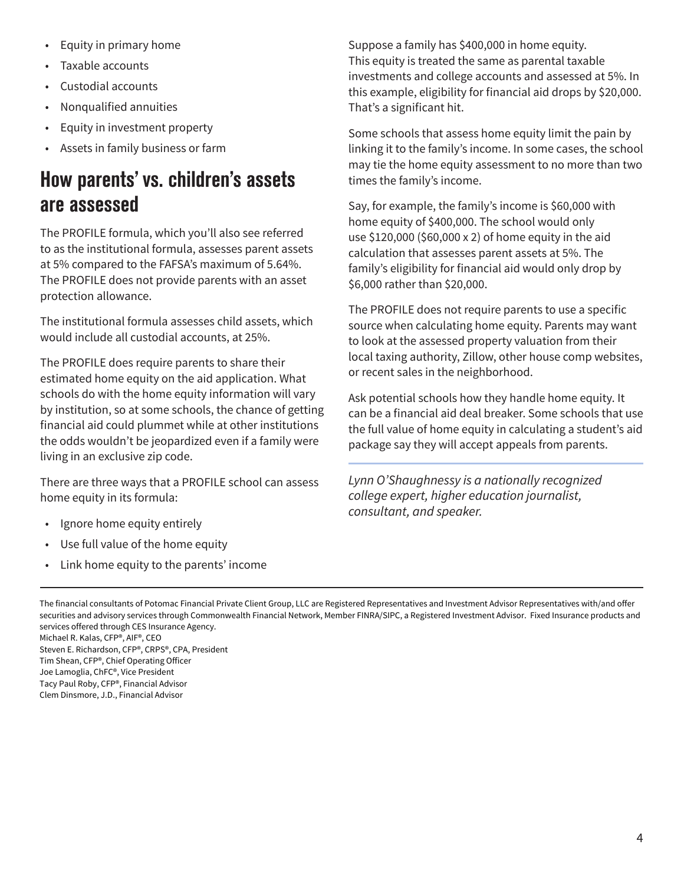- Equity in primary home
- Taxable accounts
- Custodial accounts
- Nonqualified annuities
- Equity in investment property
- Assets in family business or farm

## How parents' vs. children's assets are assessed

The PROFILE formula, which you'll also see referred to as the institutional formula, assesses parent assets at 5% compared to the FAFSA's maximum of 5.64%. The PROFILE does not provide parents with an asset protection allowance.

The institutional formula assesses child assets, which would include all custodial accounts, at 25%.

The PROFILE does require parents to share their estimated home equity on the aid application. What schools do with the home equity information will vary by institution, so at some schools, the chance of getting financial aid could plummet while at other institutions the odds wouldn't be jeopardized even if a family were living in an exclusive zip code.

There are three ways that a PROFILE school can assess home equity in its formula:

- Ignore home equity entirely
- Use full value of the home equity
- Link home equity to the parents' income

Suppose a family has $400,000 in home equity. This equity is treated the same as parental taxable investments and college accounts and assessed at 5%. In this example, eligibility for financial aid drops by $20,000. That's a significant hit.

Some schools that assess home equity limit the pain by linking it to the family's income. In some cases, the school may tie the home equity assessment to no more than two times the family's income.

Say, for example, the family's income is $60,000 with home equity of $400,000. The school would only use $120,000 ($60,000 x 2) of home equity in the aid calculation that assesses parent assets at 5%. The family's eligibility for financial aid would only drop by $6,000 rather than $20,000.

The PROFILE does not require parents to use a specific source when calculating home equity. Parents may want to look at the assessed property valuation from their local taxing authority, Zillow, other house comp websites, or recent sales in the neighborhood.

Ask potential schools how they handle home equity. It can be a financial aid deal breaker. Some schools that use the full value of home equity in calculating a student's aid package say they will accept appeals from parents.

*Lynn O'Shaughnessy is a nationally recognized college expert, higher education journalist, consultant, and speaker.*

---

The financial consultants of Potomac Financial Private Client Group, LLC are Registered Representatives and Investment Advisor Representatives with/and offer securities and advisory services through Commonwealth Financial Network, Member FINRA/SIPC, a Registered Investment Advisor. Fixed Insurance products and services offered through CES Insurance Agency.
Michael R. Kalas, CFP®, AIF®, CEO
Steven E. Richardson, CFP®, CRPS®, CPA, President
Tim Shean, CFP®, Chief Operating Officer
Joe Lamoglia, ChFC®, Vice President
Tacy Paul Roby, CFP®, Financial Advisor
Clem Dinsmore, J.D., Financial Advisor